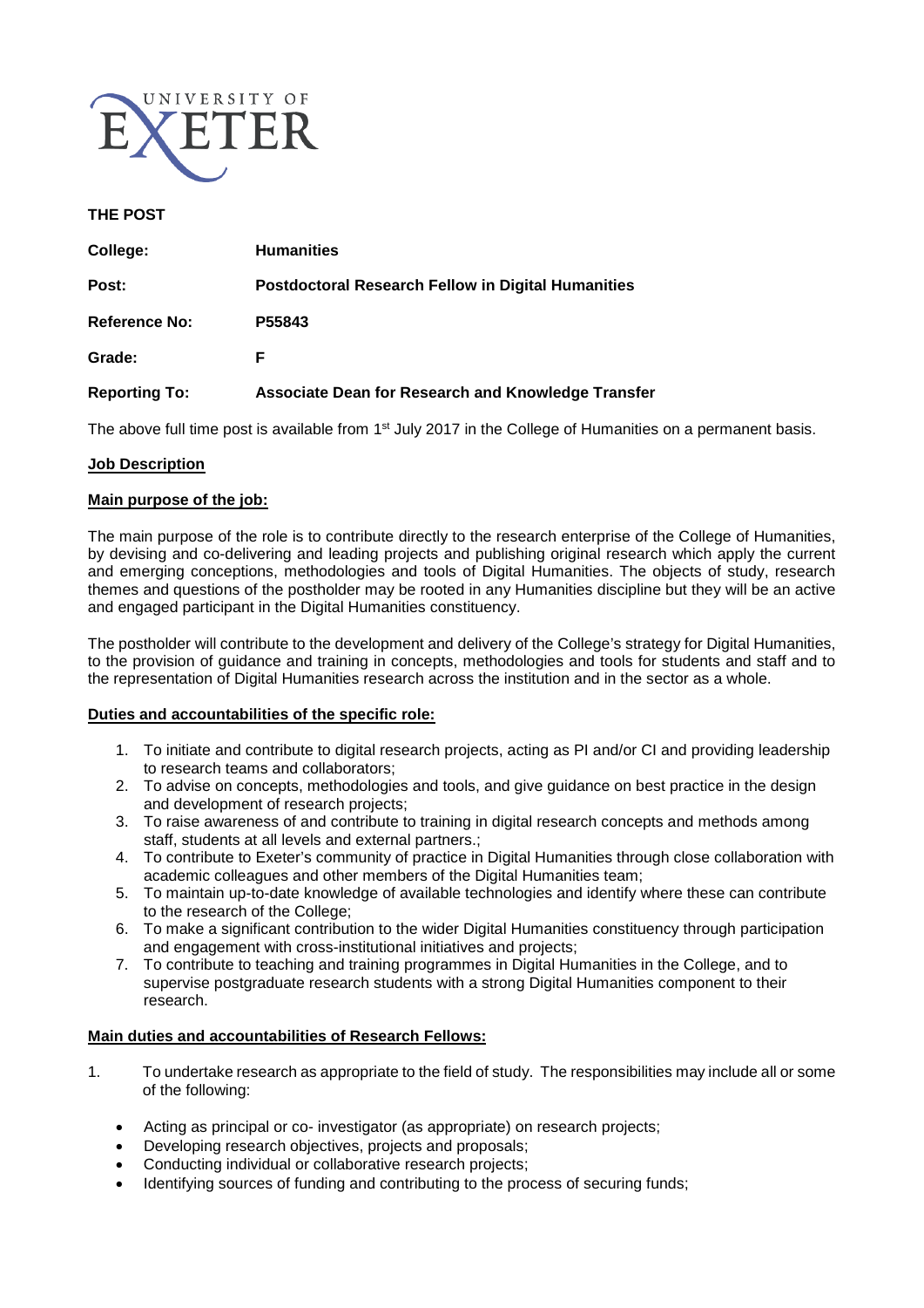UNIVERSITY OF EXETER

**THE POST**

| | |
|---|---|
| **College:** | **Humanities** |
| **Post:** | **Postdoctoral Research Fellow in Digital Humanities** |
| **Reference No:** | **P55843** |
| **Grade:** | **F** |
| **Reporting To:** | **Associate Dean for Research and Knowledge Transfer** |

The above full time post is available from 1st July 2017 in the College of Humanities on a permanent basis.

## Job Description

### Main purpose of the job:

The main purpose of the role is to contribute directly to the research enterprise of the College of Humanities, by devising and co-delivering and leading projects and publishing original research which apply the current and emerging conceptions, methodologies and tools of Digital Humanities. The objects of study, research themes and questions of the postholder may be rooted in any Humanities discipline but they will be an active and engaged participant in the Digital Humanities constituency.

The postholder will contribute to the development and delivery of the College's strategy for Digital Humanities, to the provision of guidance and training in concepts, methodologies and tools for students and staff and to the representation of Digital Humanities research across the institution and in the sector as a whole.

### Duties and accountabilities of the specific role:

1. To initiate and contribute to digital research projects, acting as PI and/or CI and providing leadership to research teams and collaborators;
2. To advise on concepts, methodologies and tools, and give guidance on best practice in the design and development of research projects;
3. To raise awareness of and contribute to training in digital research concepts and methods among staff, students at all levels and external partners.;
4. To contribute to Exeter's community of practice in Digital Humanities through close collaboration with academic colleagues and other members of the Digital Humanities team;
5. To maintain up-to-date knowledge of available technologies and identify where these can contribute to the research of the College;
6. To make a significant contribution to the wider Digital Humanities constituency through participation and engagement with cross-institutional initiatives and projects;
7. To contribute to teaching and training programmes in Digital Humanities in the College, and to supervise postgraduate research students with a strong Digital Humanities component to their research.

### Main duties and accountabilities of Research Fellows:

1. To undertake research as appropriate to the field of study. The responsibilities may include all or some of the following:
   - Acting as principal or co- investigator (as appropriate) on research projects;
   - Developing research objectives, projects and proposals;
   - Conducting individual or collaborative research projects;
   - Identifying sources of funding and contributing to the process of securing funds;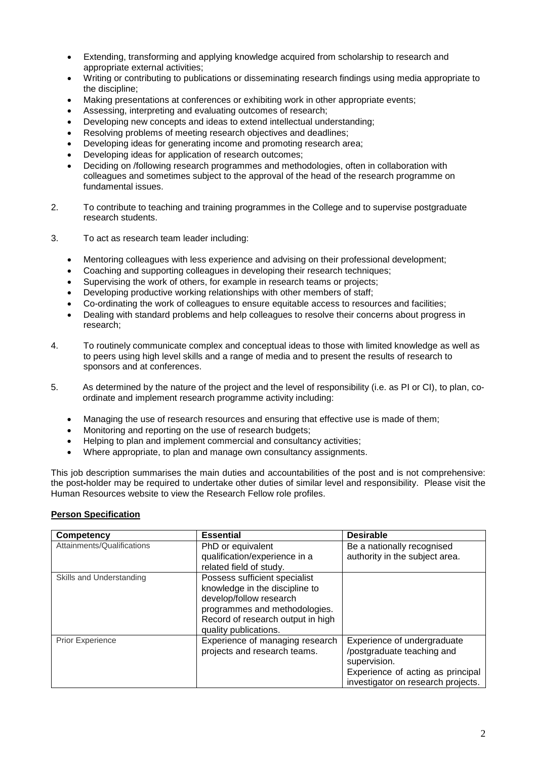- Extending, transforming and applying knowledge acquired from scholarship to research and appropriate external activities;
- Writing or contributing to publications or disseminating research findings using media appropriate to the discipline;
- Making presentations at conferences or exhibiting work in other appropriate events;
- Assessing, interpreting and evaluating outcomes of research;
- Developing new concepts and ideas to extend intellectual understanding;
- Resolving problems of meeting research objectives and deadlines;
- Developing ideas for generating income and promoting research area;
- Developing ideas for application of research outcomes;
- Deciding on /following research programmes and methodologies, often in collaboration with colleagues and sometimes subject to the approval of the head of the research programme on fundamental issues.

2. To contribute to teaching and training programmes in the College and to supervise postgraduate research students.

3. To act as research team leader including:

   - Mentoring colleagues with less experience and advising on their professional development;
   - Coaching and supporting colleagues in developing their research techniques;
   - Supervising the work of others, for example in research teams or projects;
   - Developing productive working relationships with other members of staff;
   - Co-ordinating the work of colleagues to ensure equitable access to resources and facilities;
   - Dealing with standard problems and help colleagues to resolve their concerns about progress in research;

4. To routinely communicate complex and conceptual ideas to those with limited knowledge as well as to peers using high level skills and a range of media and to present the results of research to sponsors and at conferences.

5. As determined by the nature of the project and the level of responsibility (i.e. as PI or CI), to plan, co-ordinate and implement research programme activity including:

   - Managing the use of research resources and ensuring that effective use is made of them;
   - Monitoring and reporting on the use of research budgets;
   - Helping to plan and implement commercial and consultancy activities;
   - Where appropriate, to plan and manage own consultancy assignments.

This job description summarises the main duties and accountabilities of the post and is not comprehensive: the post-holder may be required to undertake other duties of similar level and responsibility. Please visit the Human Resources website to view the Research Fellow role profiles.

**Person Specification**

| Competency | Essential | Desirable |
|---|---|---|
| Attainments/Qualifications | PhD or equivalent qualification/experience in a related field of study. | Be a nationally recognised authority in the subject area. |
| Skills and Understanding | Possess sufficient specialist knowledge in the discipline to develop/follow research programmes and methodologies. Record of research output in high quality publications. | |
| Prior Experience | Experience of managing research projects and research teams. | Experience of undergraduate /postgraduate teaching and supervision. Experience of acting as principal investigator on research projects. |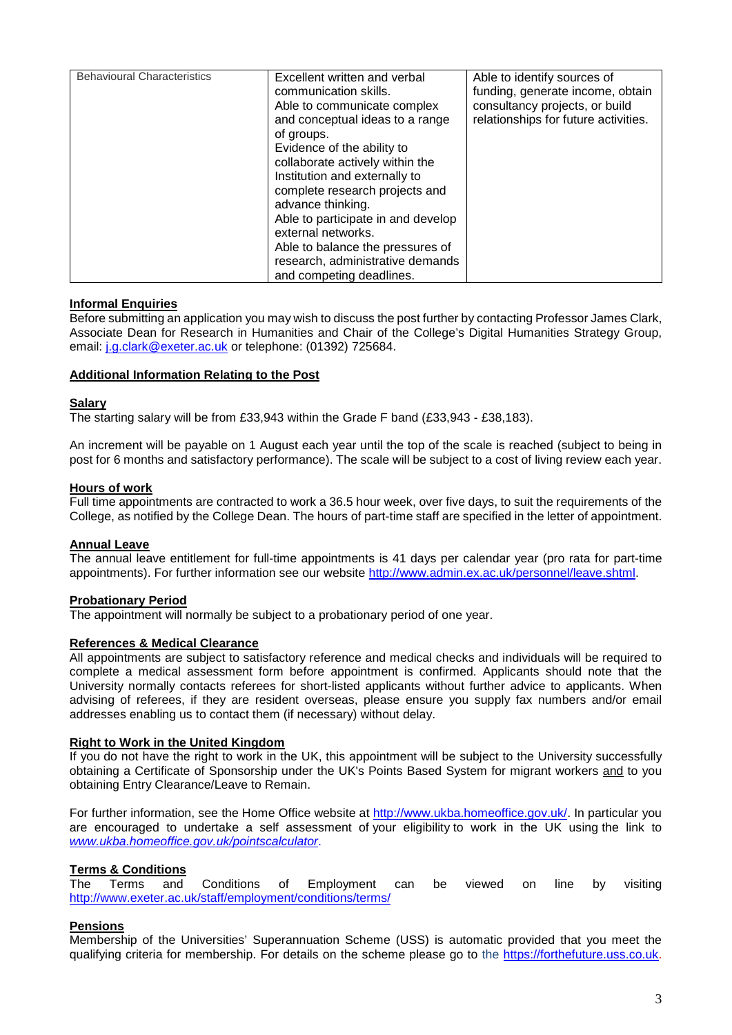| Behavioural Characteristics | Excellent written and verbal communication skills.<br>Able to communicate complex and conceptual ideas to a range of groups.<br>Evidence of the ability to collaborate actively within the Institution and externally to complete research projects and advance thinking.<br>Able to participate in and develop external networks.<br>Able to balance the pressures of research, administrative demands and competing deadlines. | Able to identify sources of funding, generate income, obtain consultancy projects, or build relationships for future activities. |
|---|---|---|

**Informal Enquiries**

Before submitting an application you may wish to discuss the post further by contacting Professor James Clark, Associate Dean for Research in Humanities and Chair of the College's Digital Humanities Strategy Group, email: j.g.clark@exeter.ac.uk or telephone: (01392) 725684.

**Additional Information Relating to the Post**

**Salary**

The starting salary will be from £33,943 within the Grade F band (£33,943 - £38,183).

An increment will be payable on 1 August each year until the top of the scale is reached (subject to being in post for 6 months and satisfactory performance). The scale will be subject to a cost of living review each year.

**Hours of work**

Full time appointments are contracted to work a 36.5 hour week, over five days, to suit the requirements of the College, as notified by the College Dean. The hours of part-time staff are specified in the letter of appointment.

**Annual Leave**

The annual leave entitlement for full-time appointments is 41 days per calendar year (pro rata for part-time appointments). For further information see our website http://www.admin.ex.ac.uk/personnel/leave.shtml.

**Probationary Period**

The appointment will normally be subject to a probationary period of one year.

**References & Medical Clearance**

All appointments are subject to satisfactory reference and medical checks and individuals will be required to complete a medical assessment form before appointment is confirmed. Applicants should note that the University normally contacts referees for short-listed applicants without further advice to applicants. When advising of referees, if they are resident overseas, please ensure you supply fax numbers and/or email addresses enabling us to contact them (if necessary) without delay.

**Right to Work in the United Kingdom**

If you do not have the right to work in the UK, this appointment will be subject to the University successfully obtaining a Certificate of Sponsorship under the UK's Points Based System for migrant workers and to you obtaining Entry Clearance/Leave to Remain.

For further information, see the Home Office website at http://www.ukba.homeoffice.gov.uk/. In particular you are encouraged to undertake a self assessment of your eligibility to work in the UK using the link to *www.ukba.homeoffice.gov.uk/pointscalculator*.

**Terms & Conditions**

The Terms and Conditions of Employment can be viewed on line by visiting http://www.exeter.ac.uk/staff/employment/conditions/terms/

**Pensions**

Membership of the Universities' Superannuation Scheme (USS) is automatic provided that you meet the qualifying criteria for membership. For details on the scheme please go to the https://forthefuture.uss.co.uk.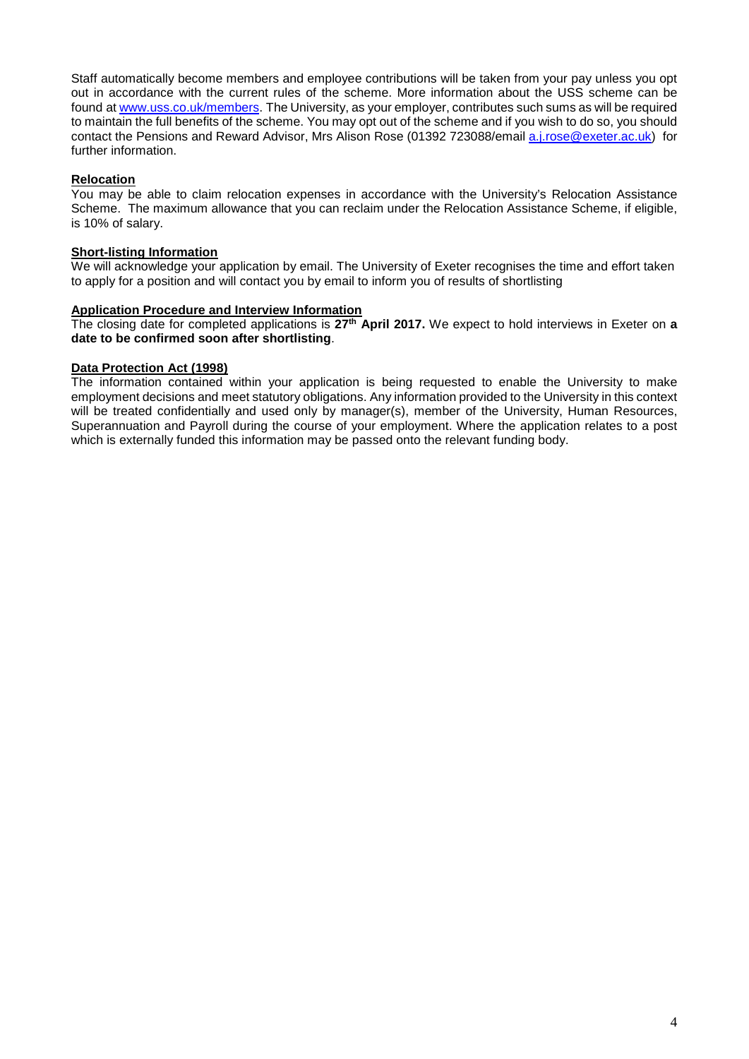Staff automatically become members and employee contributions will be taken from your pay unless you opt out in accordance with the current rules of the scheme. More information about the USS scheme can be found at [www.uss.co.uk/members](http://www.uss.co.uk/members). The University, as your employer, contributes such sums as will be required to maintain the full benefits of the scheme. You may opt out of the scheme and if you wish to do so, you should contact the Pensions and Reward Advisor, Mrs Alison Rose (01392 723088/email [a.j.rose@exeter.ac.uk](mailto:a.j.rose@exeter.ac.uk)) for further information.

**Relocation**

You may be able to claim relocation expenses in accordance with the University's Relocation Assistance Scheme. The maximum allowance that you can reclaim under the Relocation Assistance Scheme, if eligible, is 10% of salary.

**Short-listing Information**

We will acknowledge your application by email. The University of Exeter recognises the time and effort taken to apply for a position and will contact you by email to inform you of results of shortlisting

**Application Procedure and Interview Information**

The closing date for completed applications is **27th April 2017.** We expect to hold interviews in Exeter on **a date to be confirmed soon after shortlisting**.

**Data Protection Act (1998)**

The information contained within your application is being requested to enable the University to make employment decisions and meet statutory obligations. Any information provided to the University in this context will be treated confidentially and used only by manager(s), member of the University, Human Resources, Superannuation and Payroll during the course of your employment. Where the application relates to a post which is externally funded this information may be passed onto the relevant funding body.